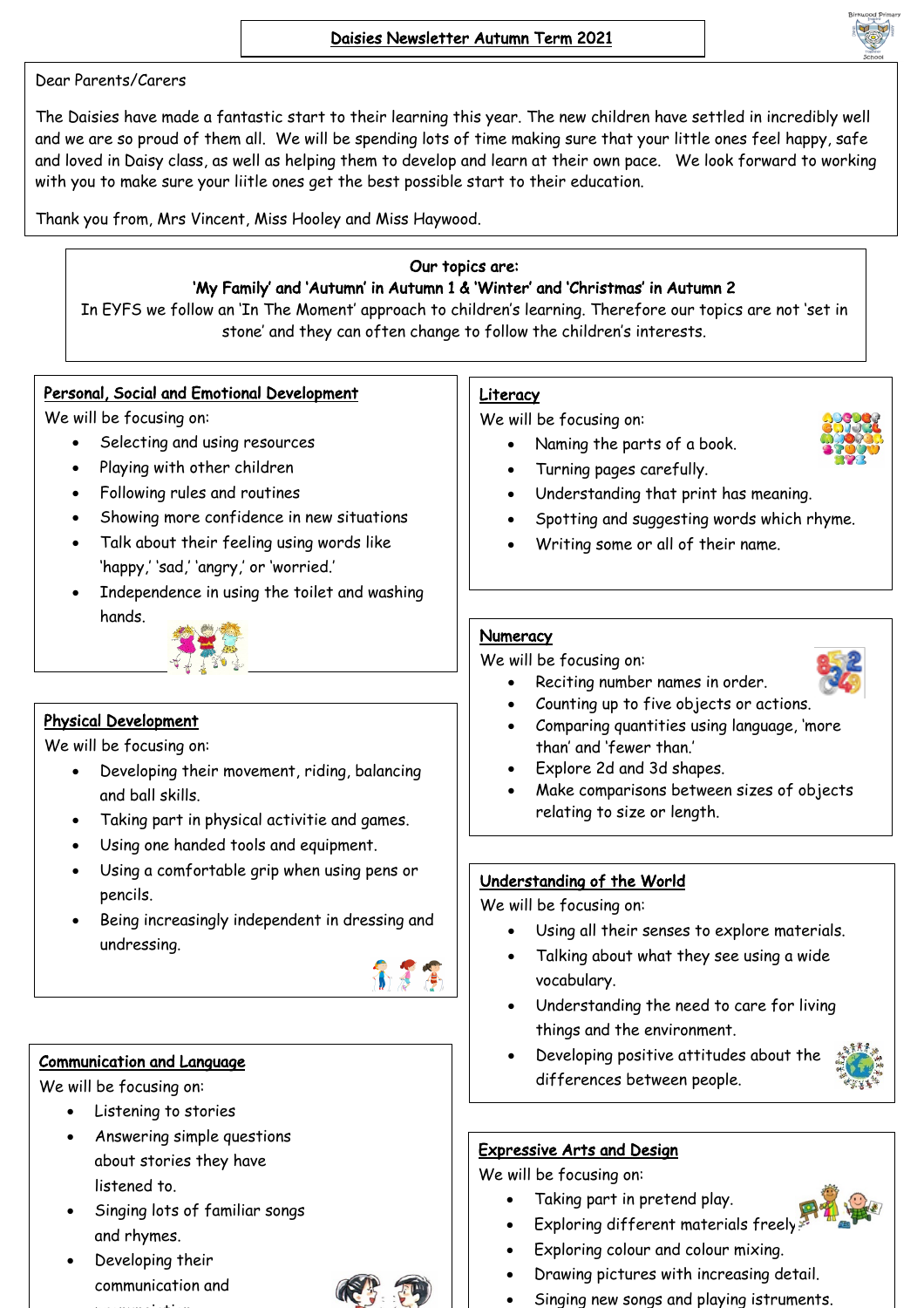# Daisies Newsletter Autumn Term 2021

Dear Parents/Carers

The Daisies have made a fantastic start to their learning this year. The new children have settled in incredibly well and we are so proud of them all. We will be spending lots of time making sure that your little ones feel happy, safe and loved in Daisy class, as well as helping them to develop and learn at their own pace. We look forward to working with you to make sure your liitle ones get the best possible start to their education.

Thank you from, Mrs Vincent, Miss Hooley and Miss Haywood.

**Our topics are:**
**'My Family' and 'Autumn' in Autumn 1 & 'Winter' and 'Christmas' in Autumn 2**

In EYFS we follow an 'In The Moment' approach to children's learning. Therefore our topics are not 'set in stone' and they can often change to follow the children's interests.

## Personal, Social and Emotional Development

We will be focusing on:

- Selecting and using resources
- Playing with other children
- Following rules and routines
- Showing more confidence in new situations
- Talk about their feeling using words like 'happy,' 'sad,' 'angry,' or 'worried.'
- Independence in using the toilet and washing hands.

## Physical Development

We will be focusing on:

- Developing their movement, riding, balancing and ball skills.
- Taking part in physical activitie and games.
- Using one handed tools and equipment.
- Using a comfortable grip when using pens or pencils.
- Being increasingly independent in dressing and undressing.

## Communication and Language

We will be focusing on:

- Listening to stories
- Answering simple questions about stories they have listened to.
- Singing lots of familiar songs and rhymes.
- Developing their communication and

## Literacy

We will be focusing on:

- Naming the parts of a book.
- Turning pages carefully.
- Understanding that print has meaning.
- Spotting and suggesting words which rhyme.
- Writing some or all of their name.

## Numeracy

We will be focusing on:

- Reciting number names in order.
- Counting up to five objects or actions.
- Comparing quantities using language, 'more than' and 'fewer than.'
- Explore 2d and 3d shapes.
- Make comparisons between sizes of objects relating to size or length.

## Understanding of the World

We will be focusing on:

- Using all their senses to explore materials.
- Talking about what they see using a wide vocabulary.
- Understanding the need to care for living things and the environment.
- Developing positive attitudes about the differences between people.

## Expressive Arts and Design

We will be focusing on:

- Taking part in pretend play.
- Exploring different materials freely.
- Exploring colour and colour mixing.
- Drawing pictures with increasing detail.
- Singing new songs and playing istruments.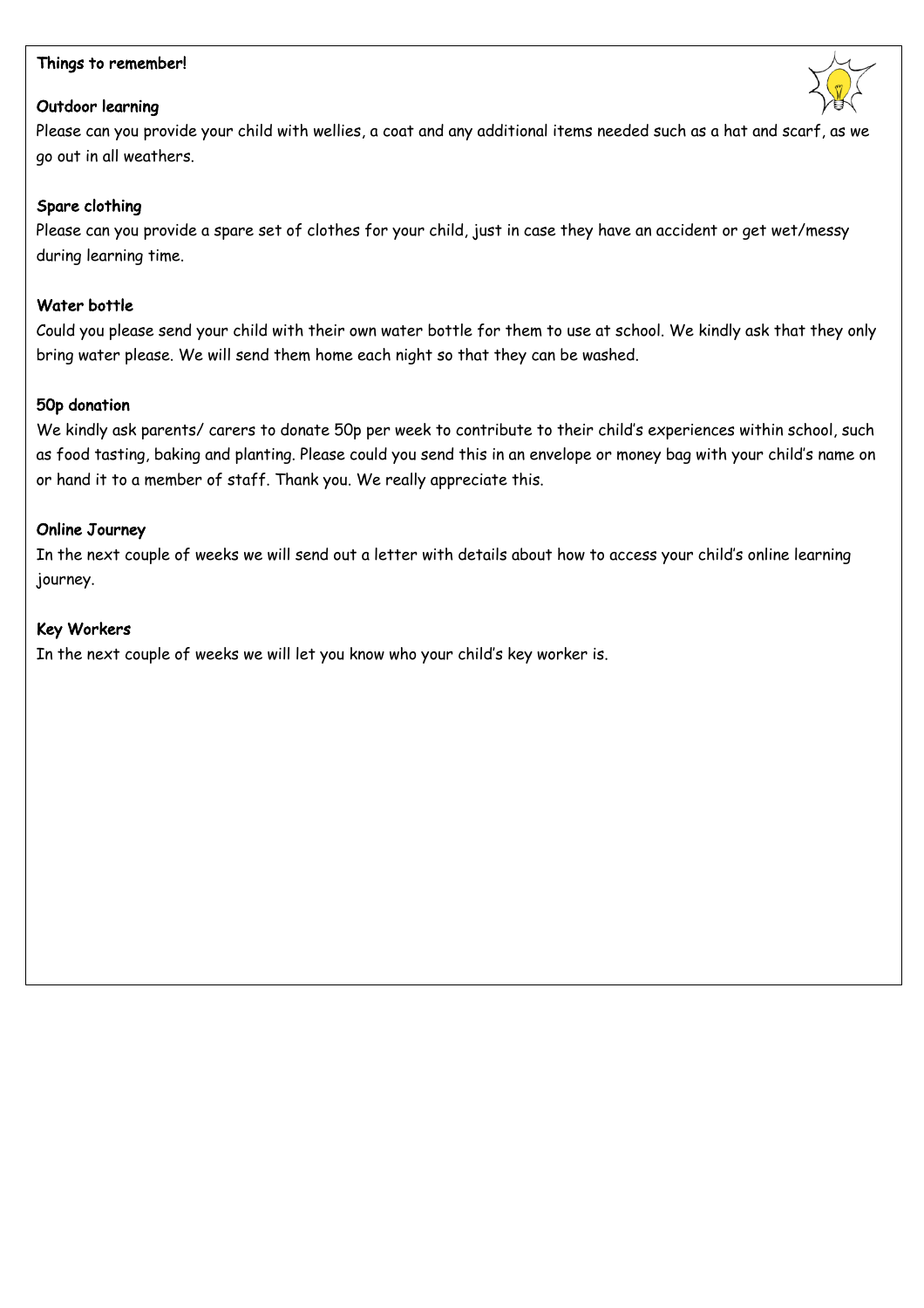**Things to remember!**

**Outdoor learning**

Please can you provide your child with wellies, a coat and any additional items needed such as a hat and scarf, as we go out in all weathers.

**Spare clothing**

Please can you provide a spare set of clothes for your child, just in case they have an accident or get wet/messy during learning time.

**Water bottle**

Could you please send your child with their own water bottle for them to use at school. We kindly ask that they only bring water please. We will send them home each night so that they can be washed.

**50p donation**

We kindly ask parents/ carers to donate 50p per week to contribute to their child's experiences within school, such as food tasting, baking and planting. Please could you send this in an envelope or money bag with your child's name on or hand it to a member of staff. Thank you. We really appreciate this.

**Online Journey**

In the next couple of weeks we will send out a letter with details about how to access your child's online learning journey.

**Key Workers**

In the next couple of weeks we will let you know who your child's key worker is.